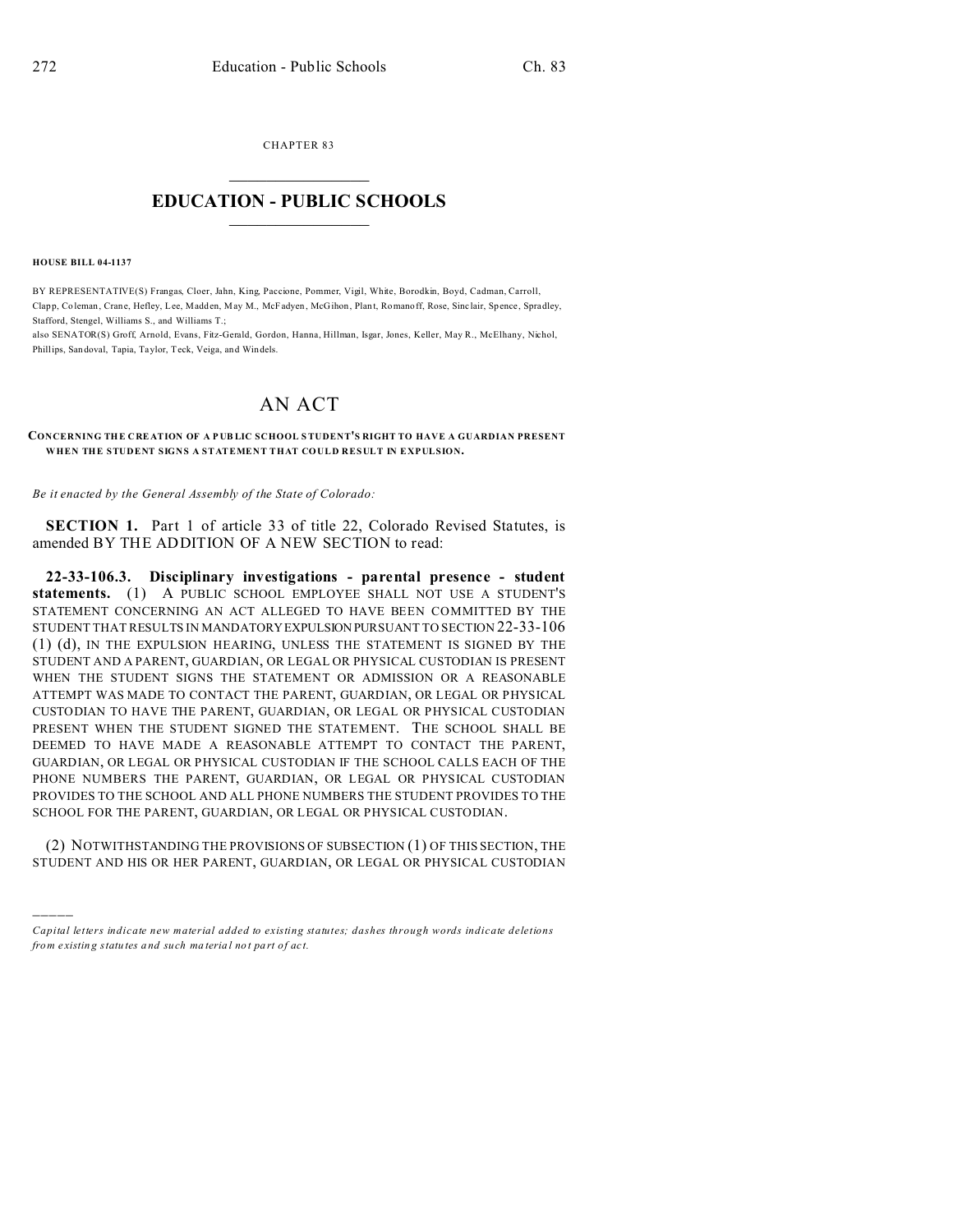CHAPTER 83

# EDUCATION - PUBLIC SCHOOLS

**HOUSE BILL 04-1137**

BY REPRESENTATIVE(S) Frangas, Cloer, Jahn, King, Paccione, Pommer, Vigil, White, Borodkin, Boyd, Cadman, Carroll, Clapp, Coleman, Crane, Hefley, Lee, Madden, May M., McFadyen, McGihon, Plant, Romanoff, Rose, Sinclair, Spence, Spradley, Stafford, Stengel, Williams S., and Williams T.;
also SENATOR(S) Groff, Arnold, Evans, Fitz-Gerald, Gordon, Hanna, Hillman, Isgar, Jones, Keller, May R., McElhany, Nichol, Phillips, Sandoval, Tapia, Taylor, Teck, Veiga, and Windels.

# AN ACT

**CONCERNING THE CREATION OF A PUBLIC SCHOOL STUDENT'S RIGHT TO HAVE A GUARDIAN PRESENT WHEN THE STUDENT SIGNS A STATEMENT THAT COULD RESULT IN EXPULSION.**

*Be it enacted by the General Assembly of the State of Colorado:*

**SECTION 1.** Part 1 of article 33 of title 22, Colorado Revised Statutes, is amended BY THE ADDITION OF A NEW SECTION to read:

**22-33-106.3. Disciplinary investigations - parental presence - student statements.** (1) A PUBLIC SCHOOL EMPLOYEE SHALL NOT USE A STUDENT'S STATEMENT CONCERNING AN ACT ALLEGED TO HAVE BEEN COMMITTED BY THE STUDENT THAT RESULTS IN MANDATORY EXPULSION PURSUANT TO SECTION 22-33-106 (1) (d), IN THE EXPULSION HEARING, UNLESS THE STATEMENT IS SIGNED BY THE STUDENT AND A PARENT, GUARDIAN, OR LEGAL OR PHYSICAL CUSTODIAN IS PRESENT WHEN THE STUDENT SIGNS THE STATEMENT OR ADMISSION OR A REASONABLE ATTEMPT WAS MADE TO CONTACT THE PARENT, GUARDIAN, OR LEGAL OR PHYSICAL CUSTODIAN TO HAVE THE PARENT, GUARDIAN, OR LEGAL OR PHYSICAL CUSTODIAN PRESENT WHEN THE STUDENT SIGNED THE STATEMENT. THE SCHOOL SHALL BE DEEMED TO HAVE MADE A REASONABLE ATTEMPT TO CONTACT THE PARENT, GUARDIAN, OR LEGAL OR PHYSICAL CUSTODIAN IF THE SCHOOL CALLS EACH OF THE PHONE NUMBERS THE PARENT, GUARDIAN, OR LEGAL OR PHYSICAL CUSTODIAN PROVIDES TO THE SCHOOL AND ALL PHONE NUMBERS THE STUDENT PROVIDES TO THE SCHOOL FOR THE PARENT, GUARDIAN, OR LEGAL OR PHYSICAL CUSTODIAN.

(2) NOTWITHSTANDING THE PROVISIONS OF SUBSECTION (1) OF THIS SECTION, THE STUDENT AND HIS OR HER PARENT, GUARDIAN, OR LEGAL OR PHYSICAL CUSTODIAN

---

*Capital letters indicate new material added to existing statutes; dashes through words indicate deletions from existing statutes and such material not part of act.*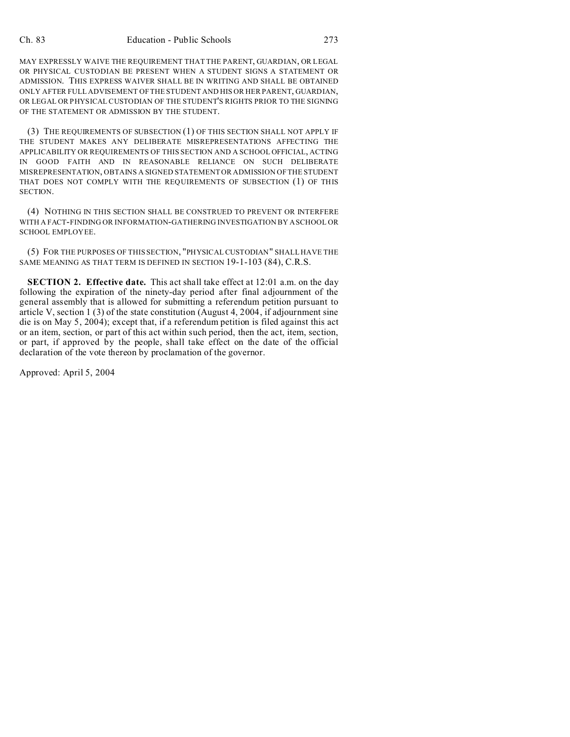MAY EXPRESSLY WAIVE THE REQUIREMENT THAT THE PARENT, GUARDIAN, OR LEGAL OR PHYSICAL CUSTODIAN BE PRESENT WHEN A STUDENT SIGNS A STATEMENT OR ADMISSION. THIS EXPRESS WAIVER SHALL BE IN WRITING AND SHALL BE OBTAINED ONLY AFTER FULL ADVISEMENT OF THE STUDENT AND HIS OR HER PARENT, GUARDIAN, OR LEGAL OR PHYSICAL CUSTODIAN OF THE STUDENT'S RIGHTS PRIOR TO THE SIGNING OF THE STATEMENT OR ADMISSION BY THE STUDENT.

(3) THE REQUIREMENTS OF SUBSECTION (1) OF THIS SECTION SHALL NOT APPLY IF THE STUDENT MAKES ANY DELIBERATE MISREPRESENTATIONS AFFECTING THE APPLICABILITY OR REQUIREMENTS OF THIS SECTION AND A SCHOOL OFFICIAL, ACTING IN GOOD FAITH AND IN REASONABLE RELIANCE ON SUCH DELIBERATE MISREPRESENTATION, OBTAINS A SIGNED STATEMENT OR ADMISSION OF THE STUDENT THAT DOES NOT COMPLY WITH THE REQUIREMENTS OF SUBSECTION (1) OF THIS SECTION.

(4) NOTHING IN THIS SECTION SHALL BE CONSTRUED TO PREVENT OR INTERFERE WITH A FACT-FINDING OR INFORMATION-GATHERING INVESTIGATION BY A SCHOOL OR SCHOOL EMPLOYEE.

(5) FOR THE PURPOSES OF THIS SECTION, "PHYSICAL CUSTODIAN" SHALL HAVE THE SAME MEANING AS THAT TERM IS DEFINED IN SECTION 19-1-103 (84), C.R.S.

**SECTION 2. Effective date.** This act shall take effect at 12:01 a.m. on the day following the expiration of the ninety-day period after final adjournment of the general assembly that is allowed for submitting a referendum petition pursuant to article V, section 1 (3) of the state constitution (August 4, 2004, if adjournment sine die is on May 5, 2004); except that, if a referendum petition is filed against this act or an item, section, or part of this act within such period, then the act, item, section, or part, if approved by the people, shall take effect on the date of the official declaration of the vote thereon by proclamation of the governor.

Approved: April 5, 2004